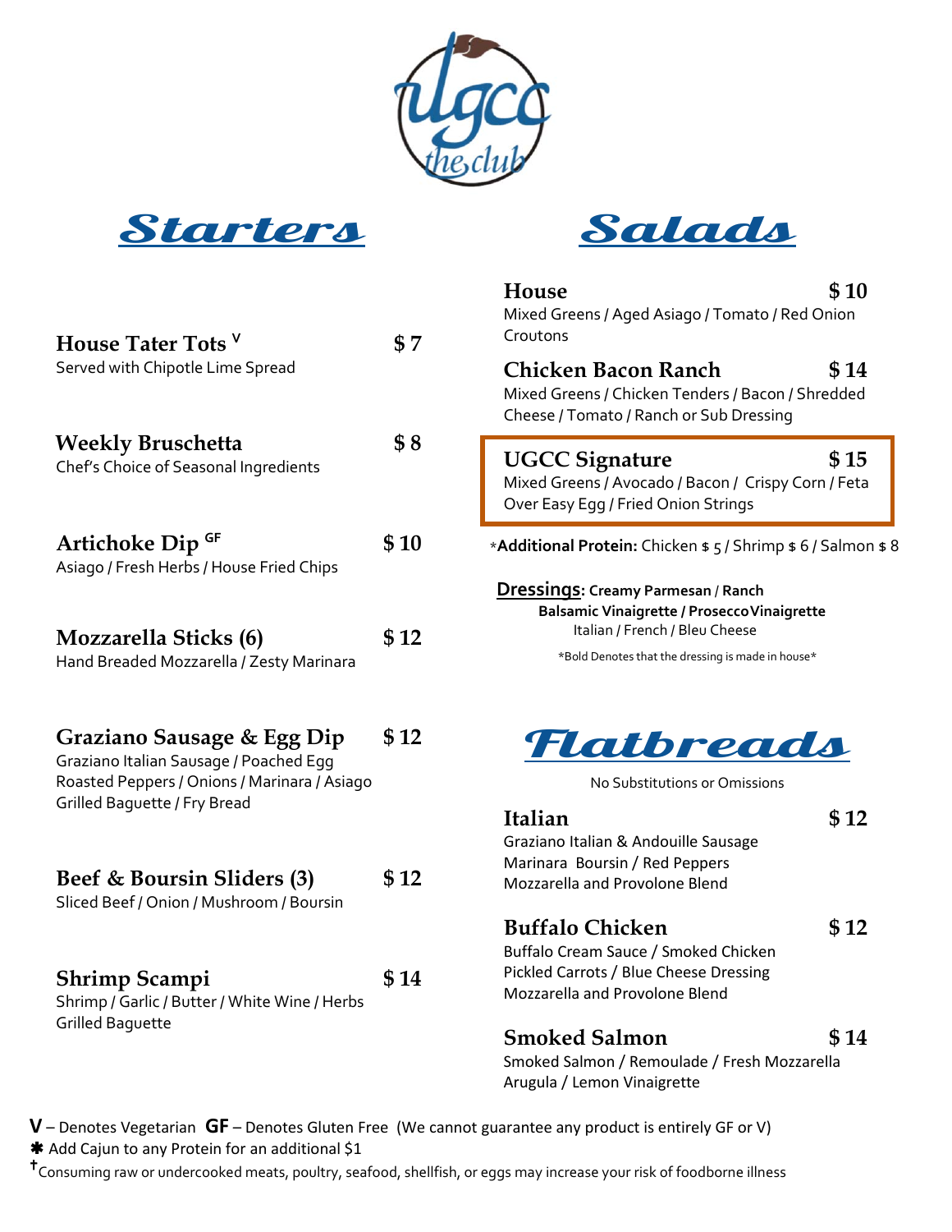ugcc the club

## Starters

**House Tater Tots** [V] — **$ 7**
Served with Chipotle Lime Spread

**Weekly Bruschetta** — **$ 8**
Chef's Choice of Seasonal Ingredients

**Artichoke Dip** [GF] — **$ 10**
Asiago / Fresh Herbs / House Fried Chips

**Mozzarella Sticks (6)** — **$ 12**
Hand Breaded Mozzarella / Zesty Marinara

**Graziano Sausage & Egg Dip** — **$ 12**
Graziano Italian Sausage / Poached Egg
Roasted Peppers / Onions / Marinara / Asiago
Grilled Baguette / Fry Bread

**Beef & Boursin Sliders (3)** — **$ 12**
Sliced Beef / Onion / Mushroom / Boursin

**Shrimp Scampi** — **$ 14**
Shrimp / Garlic / Butter / White Wine / Herbs
Grilled Baguette

## Salads

**House** — **$ 10**
Mixed Greens / Aged Asiago / Tomato / Red Onion
Croutons

**Chicken Bacon Ranch** — **$ 14**
Mixed Greens / Chicken Tenders / Bacon / Shredded Cheese / Tomato / Ranch or Sub Dressing

**UGCC Signature** — **$ 15**
Mixed Greens / Avocado / Bacon / Crispy Corn / Feta
Over Easy Egg / Fried Onion Strings

*__Additional Protein:__ Chicken $ 5 / Shrimp $ 6 / Salmon $ 8

__Dressings__: **Creamy Parmesan / Ranch**
**Balsamic Vinaigrette / Prosecco Vinaigrette**
Italian / French / Bleu Cheese

*Bold Denotes that the dressing is made in house*

## Flatbreads

No Substitutions or Omissions

**Italian** — **$ 12**
Graziano Italian & Andouille Sausage
Marinara Boursin / Red Peppers
Mozzarella and Provolone Blend

**Buffalo Chicken** — **$ 12**
Buffalo Cream Sauce / Smoked Chicken
Pickled Carrots / Blue Cheese Dressing
Mozzarella and Provolone Blend

**Smoked Salmon** — **$ 14**
Smoked Salmon / Remoulade / Fresh Mozzarella
Arugula / Lemon Vinaigrette

**V** – Denotes Vegetarian **GF** – Denotes Gluten Free (We cannot guarantee any product is entirely GF or V)

✱ Add Cajun to any Protein for an additional $1

† Consuming raw or undercooked meats, poultry, seafood, shellfish, or eggs may increase your risk of foodborne illness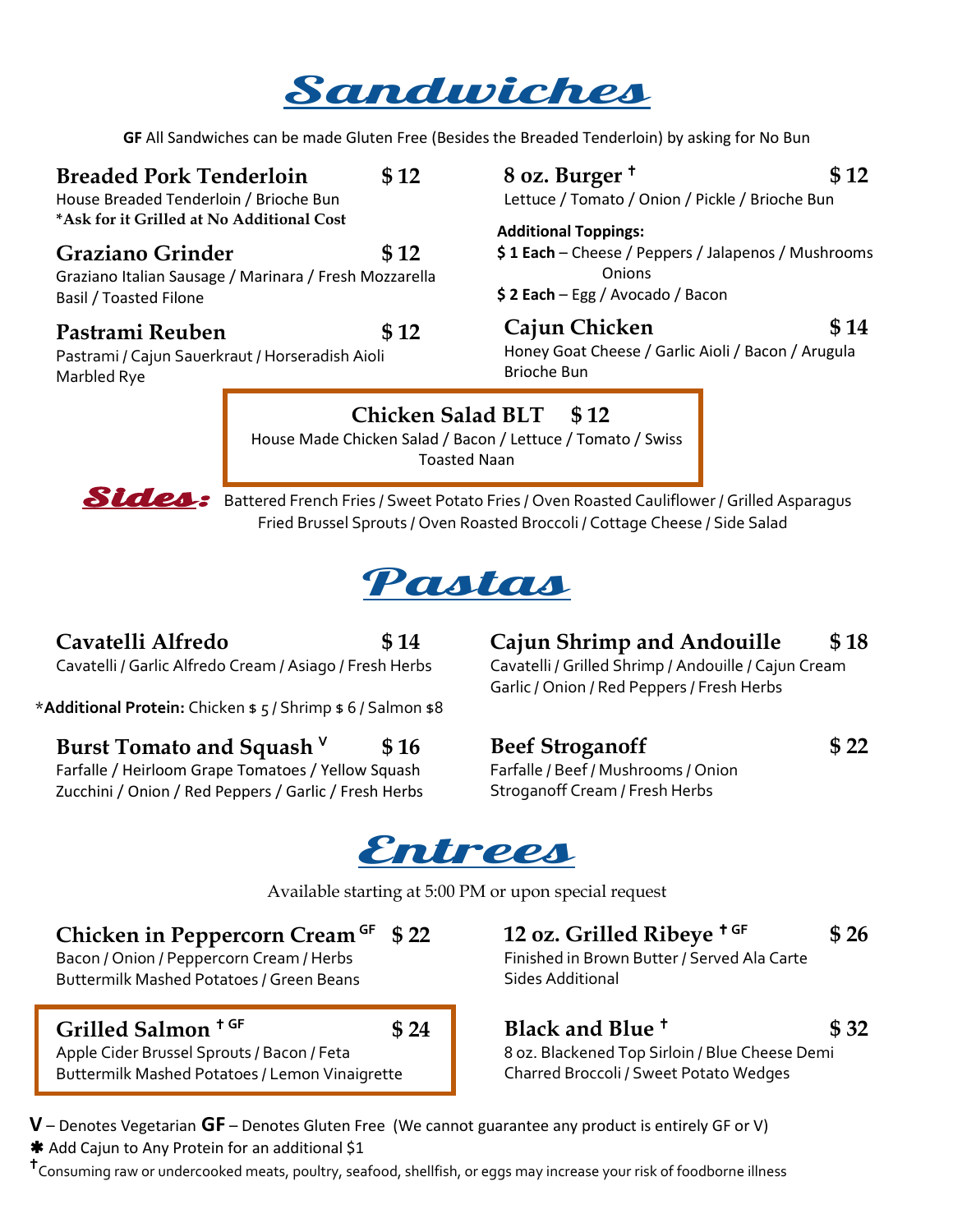# Sandwiches

**GF** All Sandwiches can be made Gluten Free (Besides the Breaded Tenderloin) by asking for No Bun

### Breaded Pork Tenderloin $ 12

House Breaded Tenderloin / Brioche Bun

*Ask for it Grilled at No Additional Cost

### Graziano Grinder $ 12

Graziano Italian Sausage / Marinara / Fresh Mozzarella Basil / Toasted Filone

### Pastrami Reuben $ 12

Pastrami / Cajun Sauerkraut / Horseradish Aioli Marbled Rye

### 8 oz. Burger † $ 12

Lettuce / Tomato / Onion / Pickle / Brioche Bun

**Additional Toppings:**

**$ 1 Each** – Cheese / Peppers / Jalapenos / Mushrooms Onions

**$ 2 Each** – Egg / Avocado / Bacon

### Cajun Chicken $ 14

Honey Goat Cheese / Garlic Aioli / Bacon / Arugula Brioche Bun

### Chicken Salad BLT $ 12

House Made Chicken Salad / Bacon / Lettuce / Tomato / Swiss Toasted Naan

**Sides:** Battered French Fries / Sweet Potato Fries / Oven Roasted Cauliflower / Grilled Asparagus Fried Brussel Sprouts / Oven Roasted Broccoli / Cottage Cheese / Side Salad

# Pastas

### Cavatelli Alfredo $ 14

Cavatelli / Garlic Alfredo Cream / Asiago / Fresh Herbs

***Additional Protein:** Chicken $ 5 / Shrimp $ 6 / Salmon $8

### Burst Tomato and Squash V $ 16

Farfalle / Heirloom Grape Tomatoes / Yellow Squash Zucchini / Onion / Red Peppers / Garlic / Fresh Herbs

### Cajun Shrimp and Andouille $ 18

Cavatelli / Grilled Shrimp / Andouille / Cajun Cream Garlic / Onion / Red Peppers / Fresh Herbs

### Beef Stroganoff $ 22

Farfalle / Beef / Mushrooms / Onion Stroganoff Cream / Fresh Herbs

# Entrees

Available starting at 5:00 PM or upon special request

### Chicken in Peppercorn Cream GF $ 22

Bacon / Onion / Peppercorn Cream / Herbs Buttermilk Mashed Potatoes / Green Beans

### Grilled Salmon † GF $ 24

Apple Cider Brussel Sprouts / Bacon / Feta Buttermilk Mashed Potatoes / Lemon Vinaigrette

### 12 oz. Grilled Ribeye † GF $ 26

Finished in Brown Butter / Served Ala Carte Sides Additional

### Black and Blue † $ 32

8 oz. Blackened Top Sirloin / Blue Cheese Demi Charred Broccoli / Sweet Potato Wedges

**V** – Denotes Vegetarian **GF** – Denotes Gluten Free (We cannot guarantee any product is entirely GF or V)

✱ Add Cajun to Any Protein for an additional $1

†Consuming raw or undercooked meats, poultry, seafood, shellfish, or eggs may increase your risk of foodborne illness